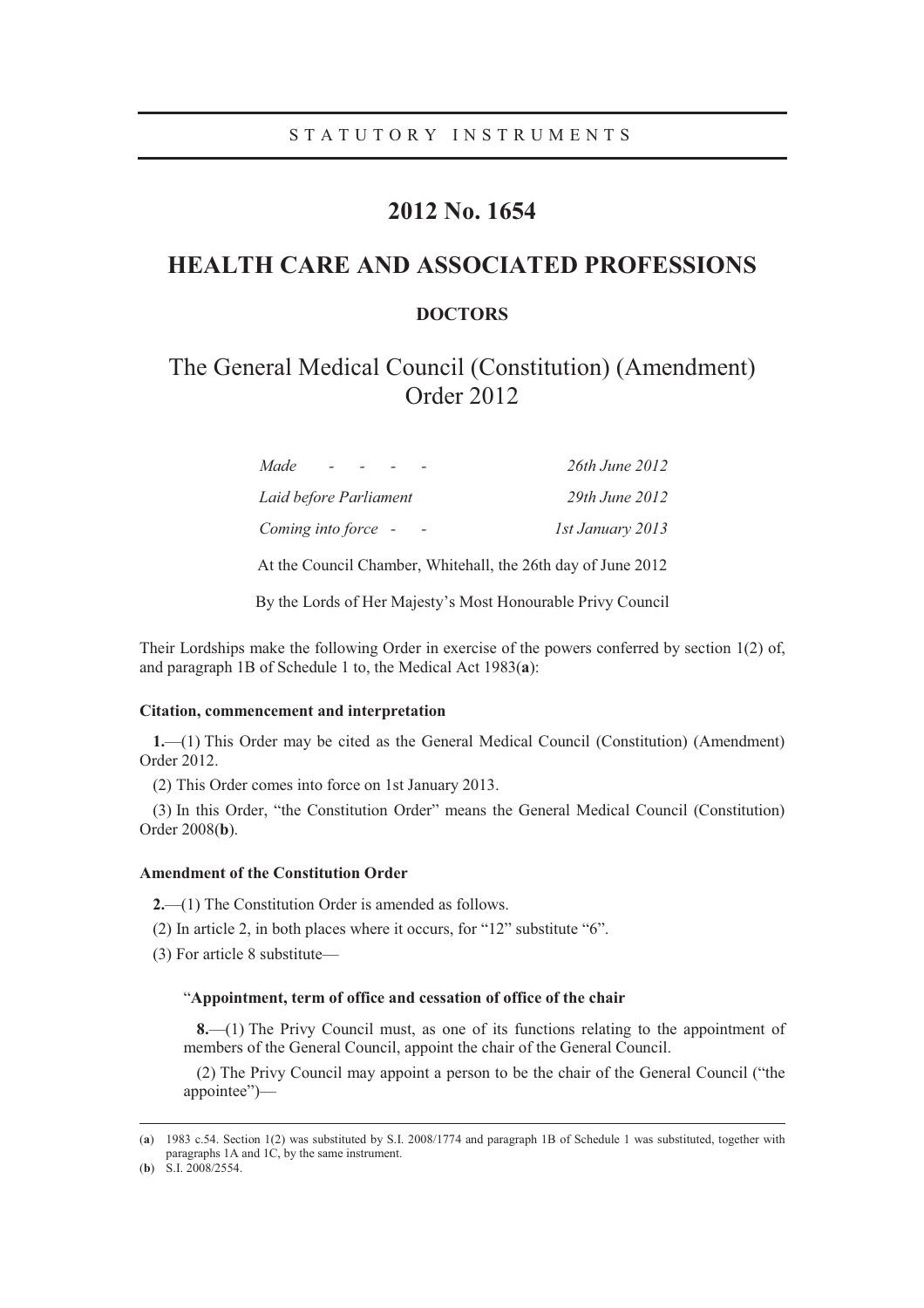STATUTORY INSTRUMENTS

# 2012 No. 1654

# HEALTH CARE AND ASSOCIATED PROFESSIONS

## DOCTORS

## The General Medical Council (Constitution) (Amendment) Order 2012

| | |
|---|---|
| *Made - - - -* | *26th June 2012* |
| *Laid before Parliament* | *29th June 2012* |
| *Coming into force - -* | *1st January 2013* |

At the Council Chamber, Whitehall, the 26th day of June 2012

By the Lords of Her Majesty's Most Honourable Privy Council

Their Lordships make the following Order in exercise of the powers conferred by section 1(2) of, and paragraph 1B of Schedule 1 to, the Medical Act 1983(**a**):

### Citation, commencement and interpretation

**1.**—(1) This Order may be cited as the General Medical Council (Constitution) (Amendment) Order 2012.

(2) This Order comes into force on 1st January 2013.

(3) In this Order, "the Constitution Order" means the General Medical Council (Constitution) Order 2008(**b**).

### Amendment of the Constitution Order

**2.**—(1) The Constitution Order is amended as follows.

(2) In article 2, in both places where it occurs, for "12" substitute "6".

(3) For article 8 substitute—

"**Appointment, term of office and cessation of office of the chair**

**8.**—(1) The Privy Council must, as one of its functions relating to the appointment of members of the General Council, appoint the chair of the General Council.

(2) The Privy Council may appoint a person to be the chair of the General Council ("the appointee")—

---

(**a**) 1983 c.54. Section 1(2) was substituted by S.I. 2008/1774 and paragraph 1B of Schedule 1 was substituted, together with paragraphs 1A and 1C, by the same instrument.

(**b**) S.I. 2008/2554.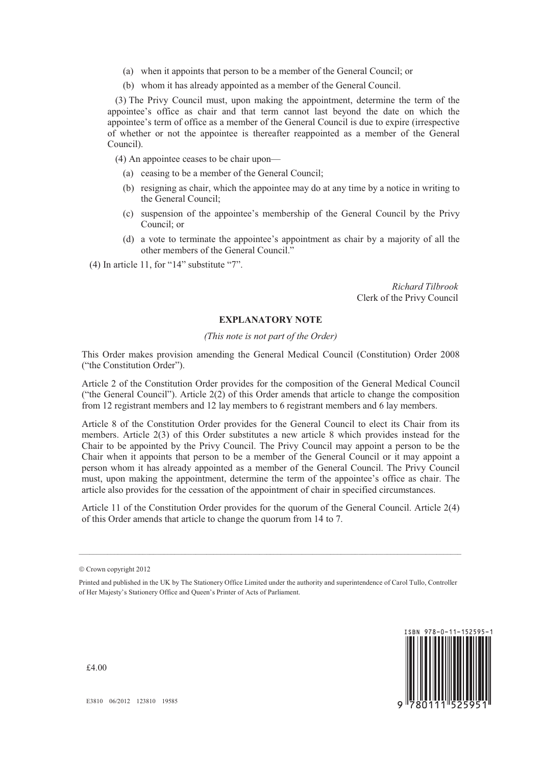(a) when it appoints that person to be a member of the General Council; or

(b) whom it has already appointed as a member of the General Council.

(3) The Privy Council must, upon making the appointment, determine the term of the appointee's office as chair and that term cannot last beyond the date on which the appointee's term of office as a member of the General Council is due to expire (irrespective of whether or not the appointee is thereafter reappointed as a member of the General Council).

(4) An appointee ceases to be chair upon—

(a) ceasing to be a member of the General Council;

(b) resigning as chair, which the appointee may do at any time by a notice in writing to the General Council;

(c) suspension of the appointee's membership of the General Council by the Privy Council; or

(d) a vote to terminate the appointee's appointment as chair by a majority of all the other members of the General Council."

(4) In article 11, for "14" substitute "7".

*Richard Tilbrook*
Clerk of the Privy Council

## EXPLANATORY NOTE

*(This note is not part of the Order)*

This Order makes provision amending the General Medical Council (Constitution) Order 2008 ("the Constitution Order").

Article 2 of the Constitution Order provides for the composition of the General Medical Council ("the General Council"). Article 2(2) of this Order amends that article to change the composition from 12 registrant members and 12 lay members to 6 registrant members and 6 lay members.

Article 8 of the Constitution Order provides for the General Council to elect its Chair from its members. Article 2(3) of this Order substitutes a new article 8 which provides instead for the Chair to be appointed by the Privy Council. The Privy Council may appoint a person to be the Chair when it appoints that person to be a member of the General Council or it may appoint a person whom it has already appointed as a member of the General Council. The Privy Council must, upon making the appointment, determine the term of the appointee's office as chair. The article also provides for the cessation of the appointment of chair in specified circumstances.

Article 11 of the Constitution Order provides for the quorum of the General Council. Article 2(4) of this Order amends that article to change the quorum from 14 to 7.

---

© Crown copyright 2012

Printed and published in the UK by The Stationery Office Limited under the authority and superintendence of Carol Tullo, Controller of Her Majesty's Stationery Office and Queen's Printer of Acts of Parliament.

£4.00

E3810 06/2012 123810 19585

ISBN 978-0-11-152595-1